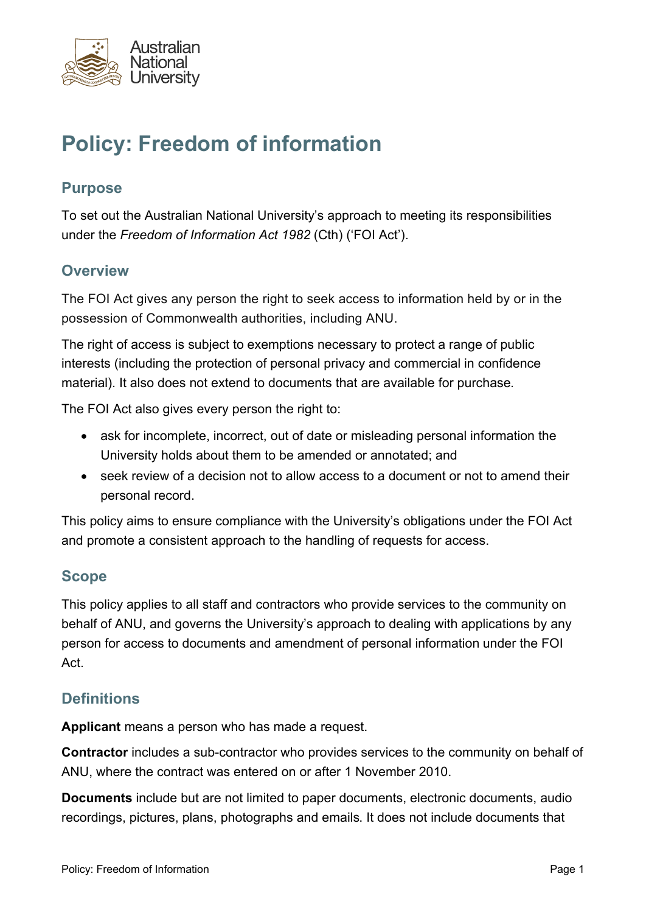# Policy: Freedom of information

## Purpose

To set out the Australian National University's approach to meeting its responsibilities under the *Freedom of Information Act 1982* (Cth) ('FOI Act').

## Overview

The FOI Act gives any person the right to seek access to information held by or in the possession of Commonwealth authorities, including ANU.

The right of access is subject to exemptions necessary to protect a range of public interests (including the protection of personal privacy and commercial in confidence material). It also does not extend to documents that are available for purchase.

The FOI Act also gives every person the right to:

- ask for incomplete, incorrect, out of date or misleading personal information the University holds about them to be amended or annotated; and
- seek review of a decision not to allow access to a document or not to amend their personal record.

This policy aims to ensure compliance with the University's obligations under the FOI Act and promote a consistent approach to the handling of requests for access.

## Scope

This policy applies to all staff and contractors who provide services to the community on behalf of ANU, and governs the University's approach to dealing with applications by any person for access to documents and amendment of personal information under the FOI Act.

## Definitions

**Applicant** means a person who has made a request.

**Contractor** includes a sub-contractor who provides services to the community on behalf of ANU, where the contract was entered on or after 1 November 2010.

**Documents** include but are not limited to paper documents, electronic documents, audio recordings, pictures, plans, photographs and emails. It does not include documents that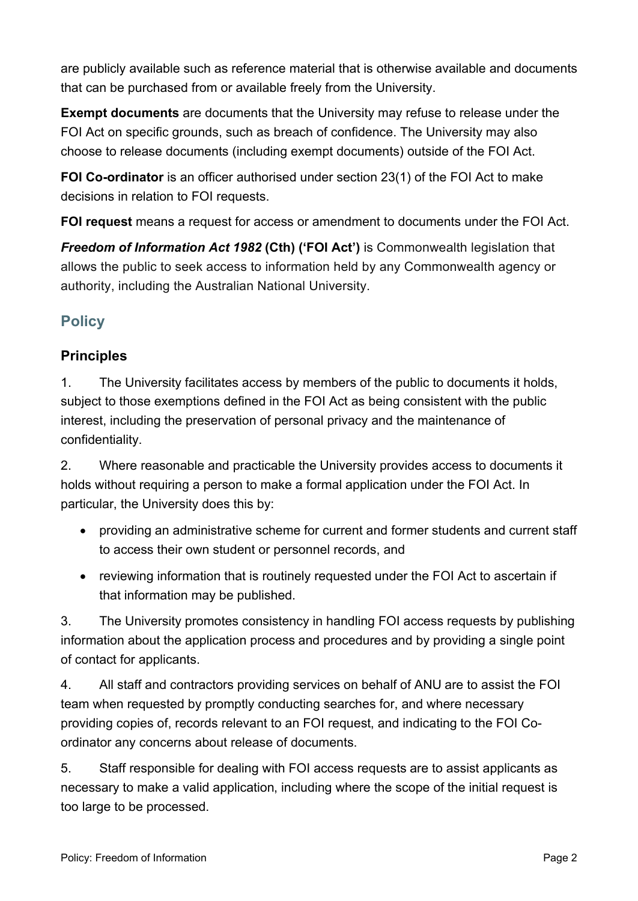are publicly available such as reference material that is otherwise available and documents that can be purchased from or available freely from the University.

**Exempt documents** are documents that the University may refuse to release under the FOI Act on specific grounds, such as breach of confidence. The University may also choose to release documents (including exempt documents) outside of the FOI Act.

**FOI Co-ordinator** is an officer authorised under section 23(1) of the FOI Act to make decisions in relation to FOI requests.

**FOI request** means a request for access or amendment to documents under the FOI Act.

***Freedom of Information Act 1982*** **(Cth) ('FOI Act')** is Commonwealth legislation that allows the public to seek access to information held by any Commonwealth agency or authority, including the Australian National University.

## Policy

### Principles

1. The University facilitates access by members of the public to documents it holds, subject to those exemptions defined in the FOI Act as being consistent with the public interest, including the preservation of personal privacy and the maintenance of confidentiality.

2. Where reasonable and practicable the University provides access to documents it holds without requiring a person to make a formal application under the FOI Act. In particular, the University does this by:

   - providing an administrative scheme for current and former students and current staff to access their own student or personnel records, and
   - reviewing information that is routinely requested under the FOI Act to ascertain if that information may be published.

3. The University promotes consistency in handling FOI access requests by publishing information about the application process and procedures and by providing a single point of contact for applicants.

4. All staff and contractors providing services on behalf of ANU are to assist the FOI team when requested by promptly conducting searches for, and where necessary providing copies of, records relevant to an FOI request, and indicating to the FOI Co-ordinator any concerns about release of documents.

5. Staff responsible for dealing with FOI access requests are to assist applicants as necessary to make a valid application, including where the scope of the initial request is too large to be processed.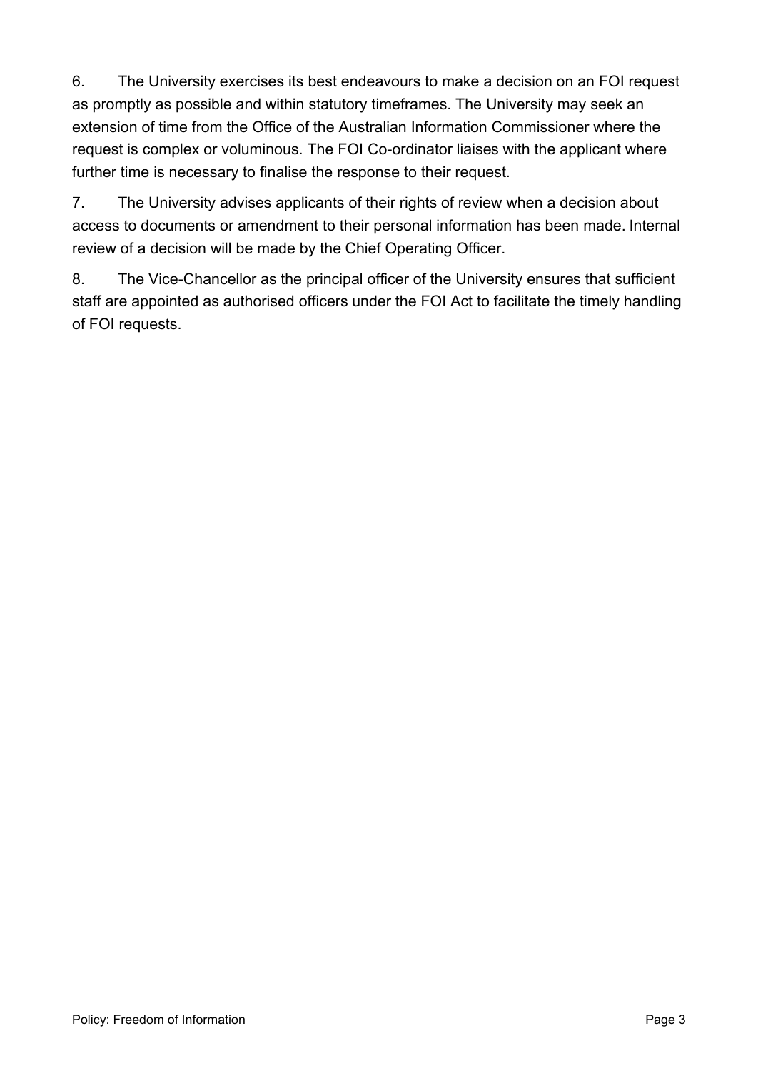6. The University exercises its best endeavours to make a decision on an FOI request as promptly as possible and within statutory timeframes. The University may seek an extension of time from the Office of the Australian Information Commissioner where the request is complex or voluminous. The FOI Co-ordinator liaises with the applicant where further time is necessary to finalise the response to their request.

7. The University advises applicants of their rights of review when a decision about access to documents or amendment to their personal information has been made. Internal review of a decision will be made by the Chief Operating Officer.

8. The Vice-Chancellor as the principal officer of the University ensures that sufficient staff are appointed as authorised officers under the FOI Act to facilitate the timely handling of FOI requests.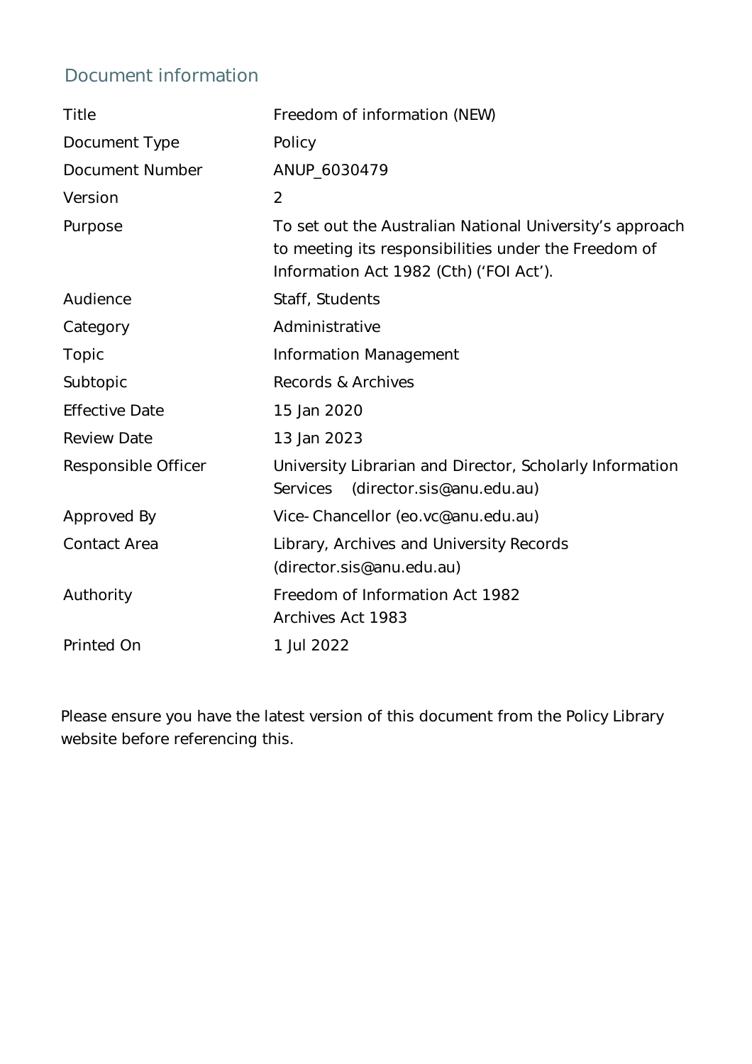## Document information

| | |
|---|---|
| Title | Freedom of information (NEW) |
| Document Type | Policy |
| Document Number | ANUP_6030479 |
| Version | 2 |
| Purpose | To set out the Australian National University's approach to meeting its responsibilities under the Freedom of Information Act 1982 (Cth) ('FOI Act'). |
| Audience | Staff, Students |
| Category | Administrative |
| Topic | Information Management |
| Subtopic | Records & Archives |
| Effective Date | 15 Jan 2020 |
| Review Date | 13 Jan 2023 |
| Responsible Officer | University Librarian and Director, Scholarly Information Services (director.sis@anu.edu.au) |
| Approved By | Vice-Chancellor (eo.vc@anu.edu.au) |
| Contact Area | Library, Archives and University Records (director.sis@anu.edu.au) |
| Authority | Freedom of Information Act 1982<br>Archives Act 1983 |
| Printed On | 1 Jul 2022 |

Please ensure you have the latest version of this document from the Policy Library website before referencing this.